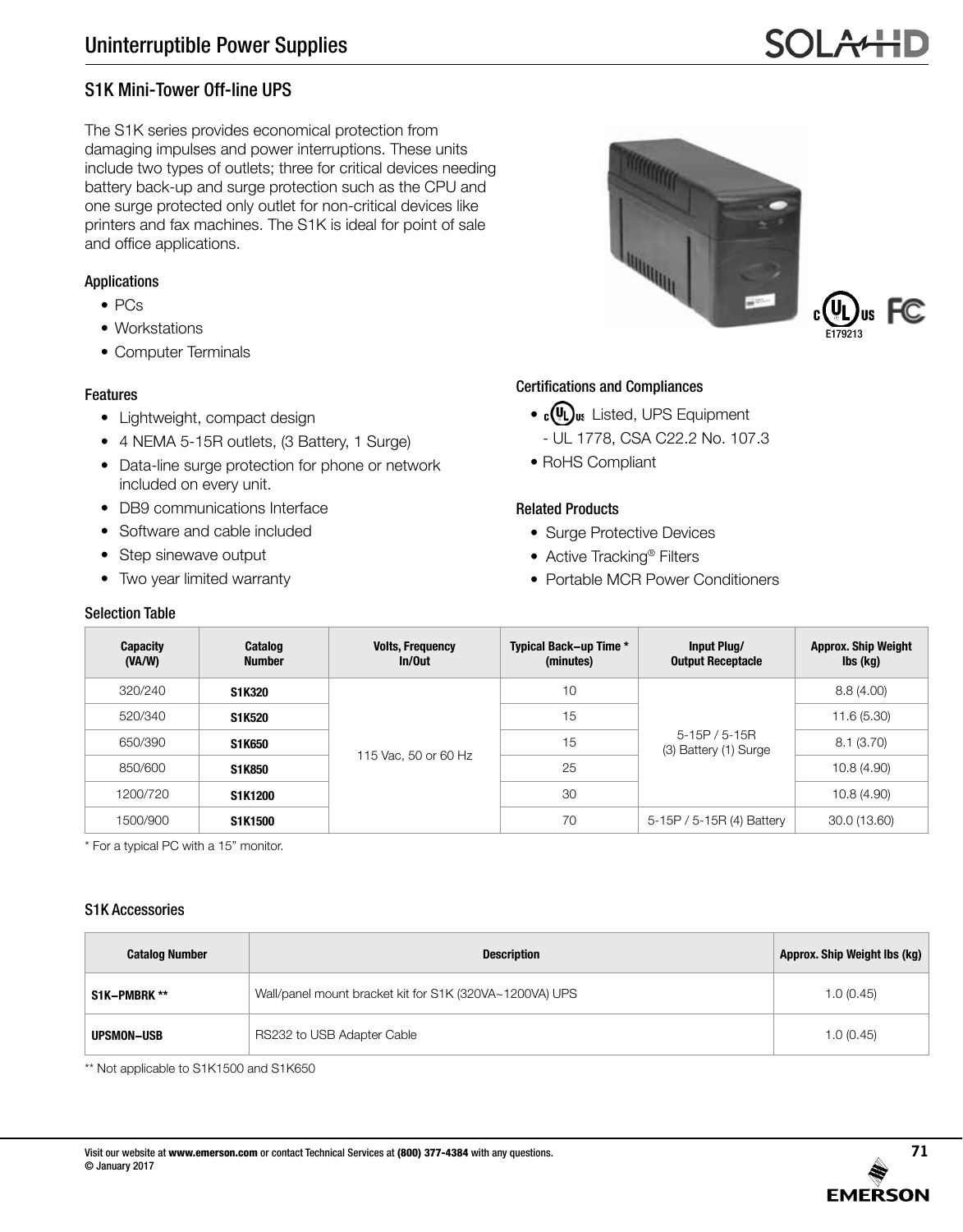# Uninterruptible Power Supplies

## S1K Mini-Tower Off-line UPS

The S1K series provides economical protection from damaging impulses and power interruptions. These units include two types of outlets; three for critical devices needing battery back-up and surge protection such as the CPU and one surge protected only outlet for non-critical devices like printers and fax machines. The S1K is ideal for point of sale and office applications.

### Applications

- PCs
- Workstations
- Computer Terminals

### Features

- Lightweight, compact design
- 4 NEMA 5-15R outlets, (3 Battery, 1 Surge)
- Data-line surge protection for phone or network included on every unit.
- DB9 communications Interface
- Software and cable included
- Step sinewave output
- Two year limited warranty

### Certifications and Compliances

- cULus Listed, UPS Equipment
  - UL 1778, CSA C22.2 No. 107.3
- RoHS Compliant

### Related Products

- Surge Protective Devices
- Active Tracking® Filters
- Portable MCR Power Conditioners

### Selection Table

| Capacity (VA/W) | Catalog Number | Volts, Frequency In/Out | Typical Back-up Time * (minutes) | Input Plug/ Output Receptacle | Approx. Ship Weight lbs (kg) |
|---|---|---|---|---|---|
| 320/240 | **S1K320** | 115 Vac, 50 or 60 Hz | 10 | 5-15P / 5-15R (3) Battery (1) Surge | 8.8 (4.00) |
| 520/340 | **S1K520** | | 15 | | 11.6 (5.30) |
| 650/390 | **S1K650** | | 15 | | 8.1 (3.70) |
| 850/600 | **S1K850** | | 25 | | 10.8 (4.90) |
| 1200/720 | **S1K1200** | | 30 | | 10.8 (4.90) |
| 1500/900 | **S1K1500** | | 70 | 5-15P / 5-15R (4) Battery | 30.0 (13.60) |

* For a typical PC with a 15" monitor.

### S1K Accessories

| Catalog Number | Description | Approx. Ship Weight lbs (kg) |
|---|---|---|
| **S1K–PMBRK** ** | Wall/panel mount bracket kit for S1K (320VA~1200VA) UPS | 1.0 (0.45) |
| **UPSMON–USB** | RS232 to USB Adapter Cable | 1.0 (0.45) |

** Not applicable to S1K1500 and S1K650

Visit our website at **www.emerson.com** or contact Technical Services at **(800) 377-4384** with any questions.
© January 2017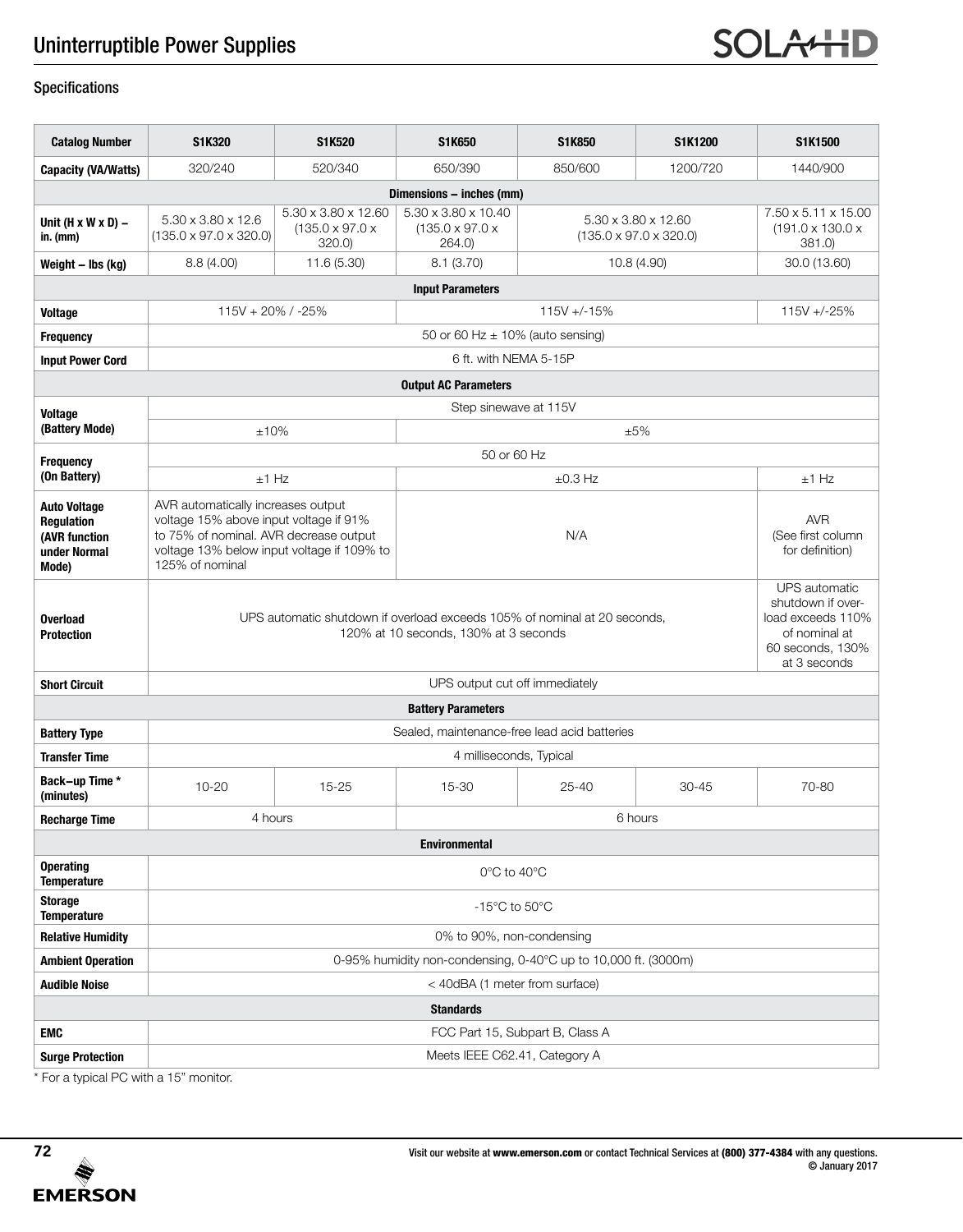# Uninterruptible Power Supplies

## Specifications

| Catalog Number | S1K320 | S1K520 | S1K650 | S1K850 | S1K1200 | S1K1500 |
|---|---|---|---|---|---|---|
| Capacity (VA/Watts) | 320/240 | 520/340 | 650/390 | 850/600 | 1200/720 | 1440/900 |
| **Dimensions – inches (mm)** | | | | | | |
| Unit (H x W x D) – in. (mm) | 5.30 x 3.80 x 12.6 (135.0 x 97.0 x 320.0) | 5.30 x 3.80 x 12.60 (135.0 x 97.0 x 320.0) | 5.30 x 3.80 x 10.40 (135.0 x 97.0 x 264.0) | 5.30 x 3.80 x 12.60 (135.0 x 97.0 x 320.0) | | 7.50 x 5.11 x 15.00 (191.0 x 130.0 x 381.0) |
| Weight – lbs (kg) | 8.8 (4.00) | 11.6 (5.30) | 8.1 (3.70) | 10.8 (4.90) | | 30.0 (13.60) |
| **Input Parameters** | | | | | | |
| Voltage | 115V + 20% / -25% | | 115V +/-15% | | | 115V +/-25% |
| Frequency | 50 or 60 Hz ± 10% (auto sensing) | | | | | |
| Input Power Cord | 6 ft. with NEMA 5-15P | | | | | |
| **Output AC Parameters** | | | | | | |
| Voltage (Battery Mode) | Step sinewave at 115V | | | | | |
| | ±10% | | ±5% | | | |
| Frequency (On Battery) | 50 or 60 Hz | | | | | |
| | ±1 Hz | | ±0.3 Hz | | | ±1 Hz |
| Auto Voltage Regulation (AVR function under Normal Mode) | AVR automatically increases output voltage 15% above input voltage if 91% to 75% of nominal. AVR decrease output voltage 13% below input voltage if 109% to 125% of nominal | | N/A | | | AVR (See first column for definition) |
| Overload Protection | UPS automatic shutdown if overload exceeds 105% of nominal at 20 seconds, 120% at 10 seconds, 130% at 3 seconds | | | | | UPS automatic shutdown if overload exceeds 110% of nominal at 60 seconds, 130% at 3 seconds |
| Short Circuit | UPS output cut off immediately | | | | | |
| **Battery Parameters** | | | | | | |
| Battery Type | Sealed, maintenance-free lead acid batteries | | | | | |
| Transfer Time | 4 milliseconds, Typical | | | | | |
| Back–up Time * (minutes) | 10-20 | 15-25 | 15-30 | 25-40 | 30-45 | 70-80 |
| Recharge Time | 4 hours | | 6 hours | | | |
| **Environmental** | | | | | | |
| Operating Temperature | 0°C to 40°C | | | | | |
| Storage Temperature | -15°C to 50°C | | | | | |
| Relative Humidity | 0% to 90%, non-condensing | | | | | |
| Ambient Operation | 0-95% humidity non-condensing, 0-40°C up to 10,000 ft. (3000m) | | | | | |
| Audible Noise | < 40dBA (1 meter from surface) | | | | | |
| **Standards** | | | | | | |
| EMC | FCC Part 15, Subpart B, Class A | | | | | |
| Surge Protection | Meets IEEE C62.41, Category A | | | | | |

* For a typical PC with a 15" monitor.

Visit our website at **www.emerson.com** or contact Technical Services at **(800) 377-4384** with any questions.
© January 2017